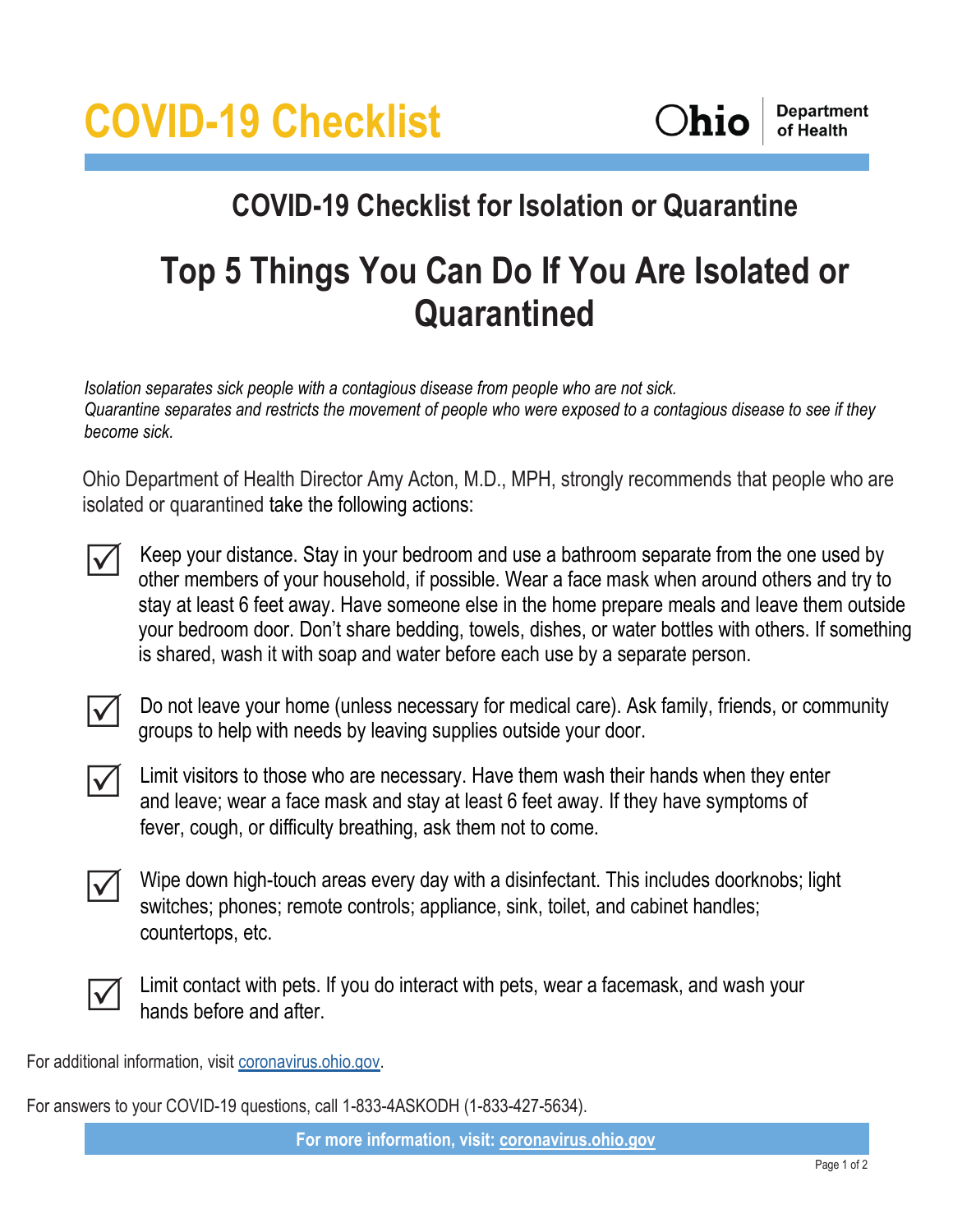# COVID-19 Checklist

Ohio Department of Health

## COVID-19 Checklist for Isolation or Quarantine

## Top 5 Things You Can Do If You Are Isolated or Quarantined

*Isolation separates sick people with a contagious disease from people who are not sick.*
*Quarantine separates and restricts the movement of people who were exposed to a contagious disease to see if they become sick.*

Ohio Department of Health Director Amy Acton, M.D., MPH, strongly recommends that people who are isolated or quarantined take the following actions:

- ☑ Keep your distance. Stay in your bedroom and use a bathroom separate from the one used by other members of your household, if possible. Wear a face mask when around others and try to stay at least 6 feet away. Have someone else in the home prepare meals and leave them outside your bedroom door. Don't share bedding, towels, dishes, or water bottles with others. If something is shared, wash it with soap and water before each use by a separate person.
- ☑ Do not leave your home (unless necessary for medical care). Ask family, friends, or community groups to help with needs by leaving supplies outside your door.
- ☑ Limit visitors to those who are necessary. Have them wash their hands when they enter and leave; wear a face mask and stay at least 6 feet away. If they have symptoms of fever, cough, or difficulty breathing, ask them not to come.
- ☑ Wipe down high-touch areas every day with a disinfectant. This includes doorknobs; light switches; phones; remote controls; appliance, sink, toilet, and cabinet handles; countertops, etc.
- ☑ Limit contact with pets. If you do interact with pets, wear a facemask, and wash your hands before and after.

For additional information, visit [coronavirus.ohio.gov](coronavirus.ohio.gov).

For answers to your COVID-19 questions, call 1-833-4ASKODH (1-833-427-5634).

**For more information, visit: [coronavirus.ohio.gov](coronavirus.ohio.gov)**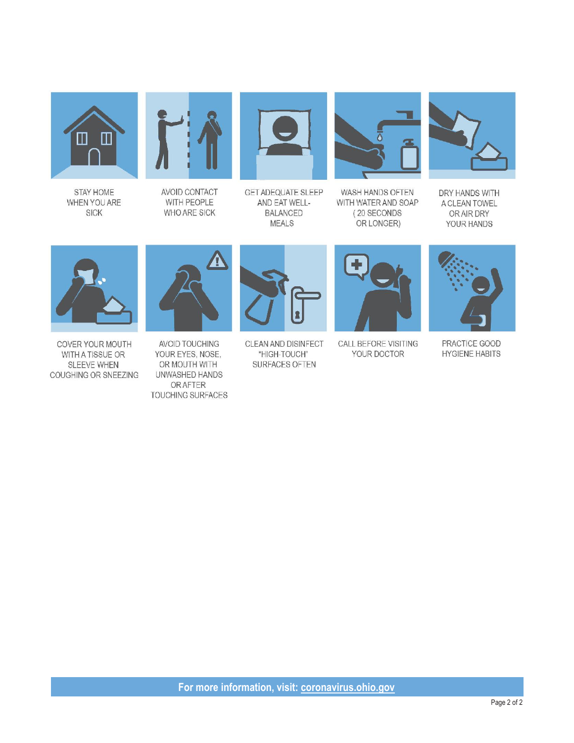STAY HOME WHEN YOU ARE SICK

AVOID CONTACT WITH PEOPLE WHO ARE SICK

GET ADEQUATE SLEEP AND EAT WELL-BALANCED MEALS

WASH HANDS OFTEN WITH WATER AND SOAP ( 20 SECONDS OR LONGER)

DRY HANDS WITH A CLEAN TOWEL OR AIR DRY YOUR HANDS

COVER YOUR MOUTH WITH A TISSUE OR SLEEVE WHEN COUGHING OR SNEEZING

AVOID TOUCHING YOUR EYES, NOSE, OR MOUTH WITH UNWASHED HANDS OR AFTER TOUCHING SURFACES

CLEAN AND DISINFECT "HIGH-TOUCH" SURFACES OFTEN

CALL BEFORE VISITING YOUR DOCTOR

PRACTICE GOOD HYGIENE HABITS

**For more information, visit: coronavirus.ohio.gov**